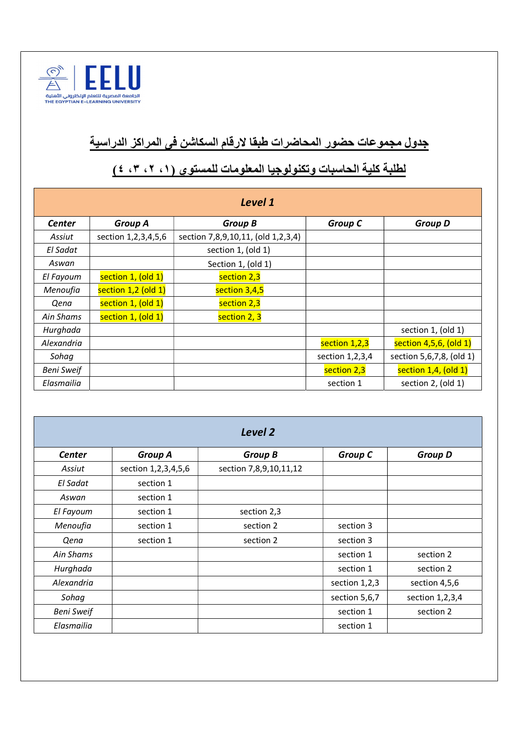EELU

الجامعة المصرية للتعلم الإلكتروني الأهلية
THE EGYPTIAN E-LEARNING UNIVERSITY

## جدول مجموعات حضور المحاضرات طبقا لارقام السكاشن في المراكز الدراسية

## لطلبة كلية الحاسبات وتكنولوجيا المعلومات للمستوى (١، ٢، ٣، ٤)

| Level 1 | | | | |
|---|---|---|---|---|
| **Center** | **Group A** | **Group B** | **Group C** | **Group D** |
| *Assiut* | section 1,2,3,4,5,6 | section 7,8,9,10,11, (old 1,2,3,4) | | |
| *El Sadat* | | section 1, (old 1) | | |
| *Aswan* | | Section 1, (old 1) | | |
| *El Fayoum* | section 1, (old 1) | section 2,3 | | |
| *Menoufia* | section 1,2 (old 1) | section 3,4,5 | | |
| *Qena* | section 1, (old 1) | section 2,3 | | |
| *Ain Shams* | section 1, (old 1) | section 2, 3 | | |
| *Hurghada* | | | | section 1, (old 1) |
| *Alexandria* | | | section 1,2,3 | section 4,5,6, (old 1) |
| *Sohag* | | | section 1,2,3,4 | section 5,6,7,8, (old 1) |
| *Beni Sweif* | | | section 2,3 | section 1,4, (old 1) |
| *Elasmailia* | | | section 1 | section 2, (old 1) |

| Level 2 | | | | |
|---|---|---|---|---|
| **Center** | **Group A** | **Group B** | **Group C** | **Group D** |
| *Assiut* | section 1,2,3,4,5,6 | section 7,8,9,10,11,12 | | |
| *El Sadat* | section 1 | | | |
| *Aswan* | section 1 | | | |
| *El Fayoum* | section 1 | section 2,3 | | |
| *Menoufia* | section 1 | section 2 | section 3 | |
| *Qena* | section 1 | section 2 | section 3 | |
| *Ain Shams* | | | section 1 | section 2 |
| *Hurghada* | | | section 1 | section 2 |
| *Alexandria* | | | section 1,2,3 | section 4,5,6 |
| *Sohag* | | | section 5,6,7 | section 1,2,3,4 |
| *Beni Sweif* | | | section 1 | section 2 |
| *Elasmailia* | | | section 1 | |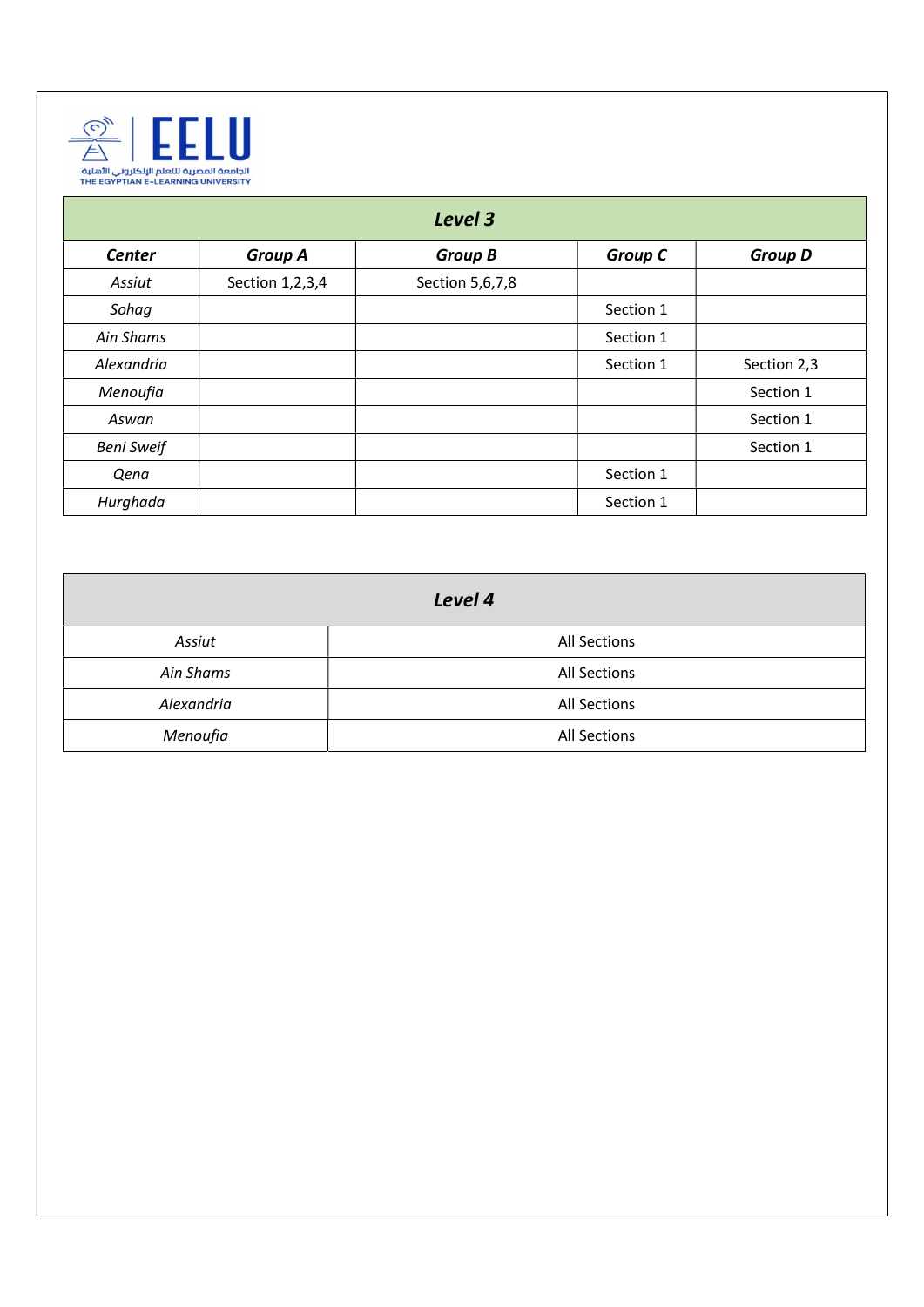EELU

الجامعة المصرية للتعلم الإلكتروني الأهلية

THE EGYPTIAN E-LEARNING UNIVERSITY

| ***Level 3*** | | | | |
|---|---|---|---|---|
| ***Center*** | ***Group A*** | ***Group B*** | ***Group C*** | ***Group D*** |
| *Assiut* | Section 1,2,3,4 | Section 5,6,7,8 | | |
| *Sohag* | | | Section 1 | |
| *Ain Shams* | | | Section 1 | |
| *Alexandria* | | | Section 1 | Section 2,3 |
| *Menoufia* | | | | Section 1 |
| *Aswan* | | | | Section 1 |
| *Beni Sweif* | | | | Section 1 |
| *Qena* | | | Section 1 | |
| *Hurghada* | | | Section 1 | |

| ***Level 4*** | |
|---|---|
| *Assiut* | All Sections |
| *Ain Shams* | All Sections |
| *Alexandria* | All Sections |
| *Menoufia* | All Sections |